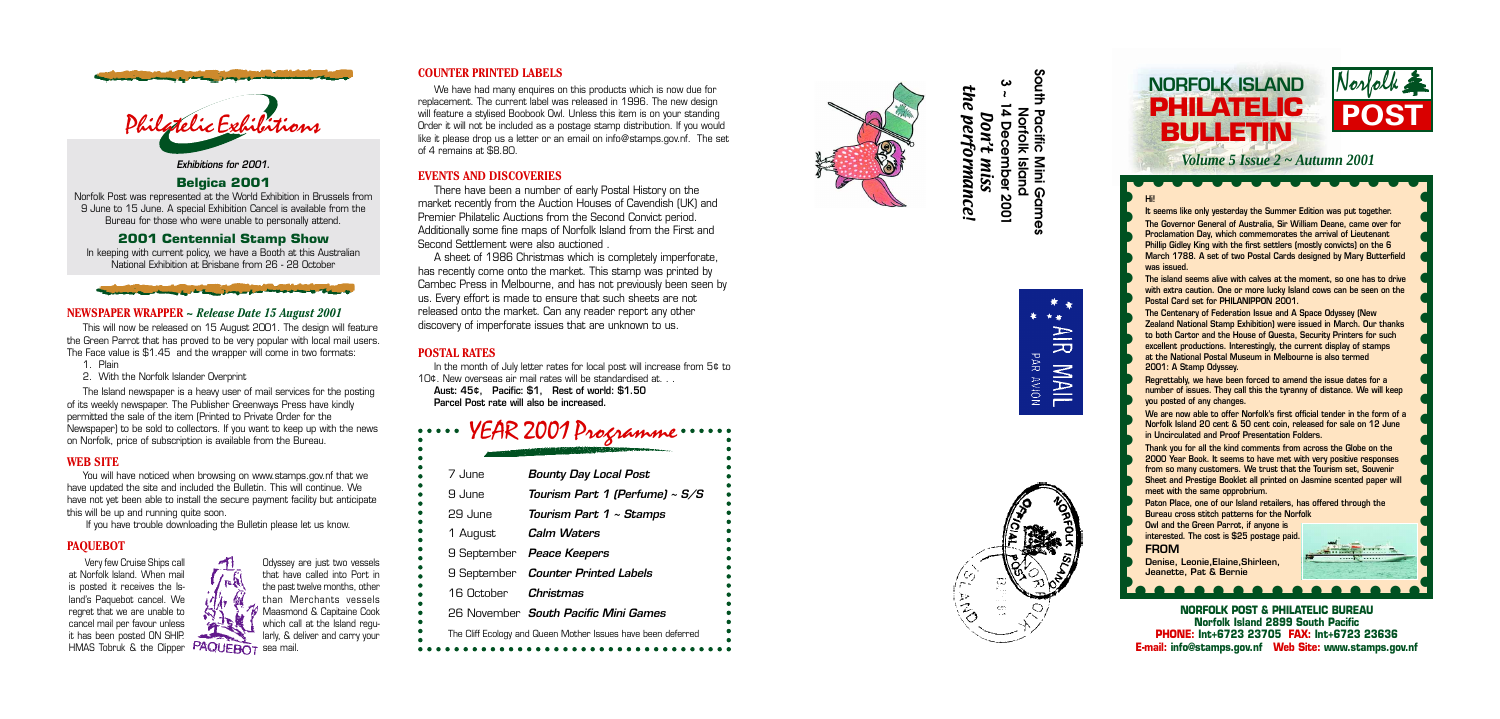# Philatelic Exhibitions

*Exhibitions for 2001.*

### Belgica 2001

Norfolk Post was represented at the World Exhibition in Brussels from 9 June to 15 June. A special Exhibition Cancel is available from the Bureau for those who were unable to personally attend.

### 2001 Centennial Stamp Show

In keeping with current policy, we have a Booth at this Australian National Exhibition at Brisbane from 26 - 28 October

## NEWSPAPER WRAPPER ~ *Release Date 15 August 2001*

This will now be released on 15 August 2001. The design will feature the Green Parrot that has proved to be very popular with local mail users. The Face value is $1.45 and the wrapper will come in two formats:

1. Plain
2. With the Norfolk Islander Overprint

The Island newspaper is a heavy user of mail services for the posting of its weekly newspaper. The Publisher Greenways Press have kindly permitted the sale of the item (Printed to Private Order for the Newspaper) to be sold to collectors. If you want to keep up with the news on Norfolk, price of subscription is available from the Bureau.

## WEB SITE

You will have noticed when browsing on www.stamps.gov.nf that we have updated the site and included the Bulletin. This will continue. We have not yet been able to install the secure payment facility but anticipate this will be up and running quite soon.

If you have trouble downloading the Bulletin please let us know.

## PAQUEBOT

Very few Cruise Ships call at Norfolk Island. When mail is posted it receives the Island's Paquebot cancel. We regret that we are unable to cancel mail per favour unless it has been posted ON SHIP. HMAS Tobruk & the Clipper Odyssey are just two vessels that have called into Port in the past twelve months, other than Merchants vessels Maasmond & Capitaine Cook which call at the Island regularly, & deliver and carry your sea mail.

## COUNTER PRINTED LABELS

We have had many enquires on this products which is now due for replacement. The current label was released in 1996. The new design will feature a stylised Boobook Owl. Unless this item is on your standing Order it will not be included as a postage stamp distribution. If you would like it please drop us a letter or an email on info@stamps.gov.nf. The set of 4 remains at $8.80.

## EVENTS AND DISCOVERIES

There have been a number of early Postal History on the market recently from the Auction Houses of Cavendish (UK) and Premier Philatelic Auctions from the Second Convict period. Additionally some fine maps of Norfolk Island from the First and Second Settlement were also auctioned .

A sheet of 1986 Christmas which is completely imperforate, has recently come onto the market. This stamp was printed by Cambec Press in Melbourne, and has not previously been seen by us. Every effort is made to ensure that such sheets are not released onto the market. Can any reader report any other discovery of imperforate issues that are unknown to us.

## POSTAL RATES

In the month of July letter rates for local post will increase from 5¢ to 10¢. New overseas air mail rates will be standardised at. . .

**Aust: 45¢, Pacific: $1, Rest of world: $1.50**
**Parcel Post rate will also be increased.**

## YEAR 2001 Programme

| | |
|---|---|
| 7 June | *Bounty Day Local Post* |
| 9 June | *Tourism Part 1 (Perfume) ~ S/S* |
| 29 June | *Tourism Part 1 ~ Stamps* |
| 1 August | *Calm Waters* |
| 9 September | *Peace Keepers* |
| 9 September | *Counter Printed Labels* |
| 16 October | *Christmas* |
| 26 November | *South Pacific Mini Games* |

The Cliff Ecology and Queen Mother Issues have been deferred

**South Pacific Mini Games**
**Norfolk Island**
**3 ~ 14 December 2001**
***Don't miss the performance!***

# NORFOLK ISLAND PHILATELIC BULLETIN

*Volume 5 Issue 2 ~ Autumn 2001*

**Hi!**

It seems like only yesterday the Summer Edition was put together.

The Governor General of Australia, Sir William Deane, came over for Proclamation Day, which commemorates the arrival of Lieutenant Phillip Gidley King with the first settlers (mostly convicts) on the 6 March 1788. A set of two Postal Cards designed by Mary Butterfield was issued.

The island seems alive with calves at the moment, so one has to drive with extra caution. One or more lucky Island cows can be seen on the Postal Card set for PHILANIPPON 2001.

The Centenary of Federation Issue and A Space Odyssey (New Zealand National Stamp Exhibition) were issued in March. Our thanks to both Cartor and the House of Questa, Security Printers for such excellent productions. Interestingly, the current display of stamps at the National Postal Museum in Melbourne is also termed 2001: A Stamp Odyssey.

Regrettably, we have been forced to amend the issue dates for a number of issues. They call this the tyranny of distance. We will keep you posted of any changes.

We are now able to offer Norfolk's first official tender in the form of a Norfolk Island 20 cent & 50 cent coin, released for sale on 12 June in Uncirculated and Proof Presentation Folders.

Thank you for all the kind comments from across the Globe on the 2000 Year Book. It seems to have met with very positive responses from so many customers. We trust that the Tourism set, Souvenir Sheet and Prestige Booklet all printed on Jasmine scented paper will meet with the same opprobrium.

Paton Place, one of our Island retailers, has offered through the Bureau cross stitch patterns for the Norfolk Owl and the Green Parrot, if anyone is interested. The cost is $25 postage paid.

**FROM**
**Denise, Leonie, Elaine, Shirleen, Jeanette, Pat & Bernie**

**NORFOLK POST & PHILATELIC BUREAU**
**Norfolk Island 2899 South Pacific**
**PHONE: Int+6723 23705 FAX: Int+6723 23636**
**E-mail: info@stamps.gov.nf Web Site: www.stamps.gov.nf**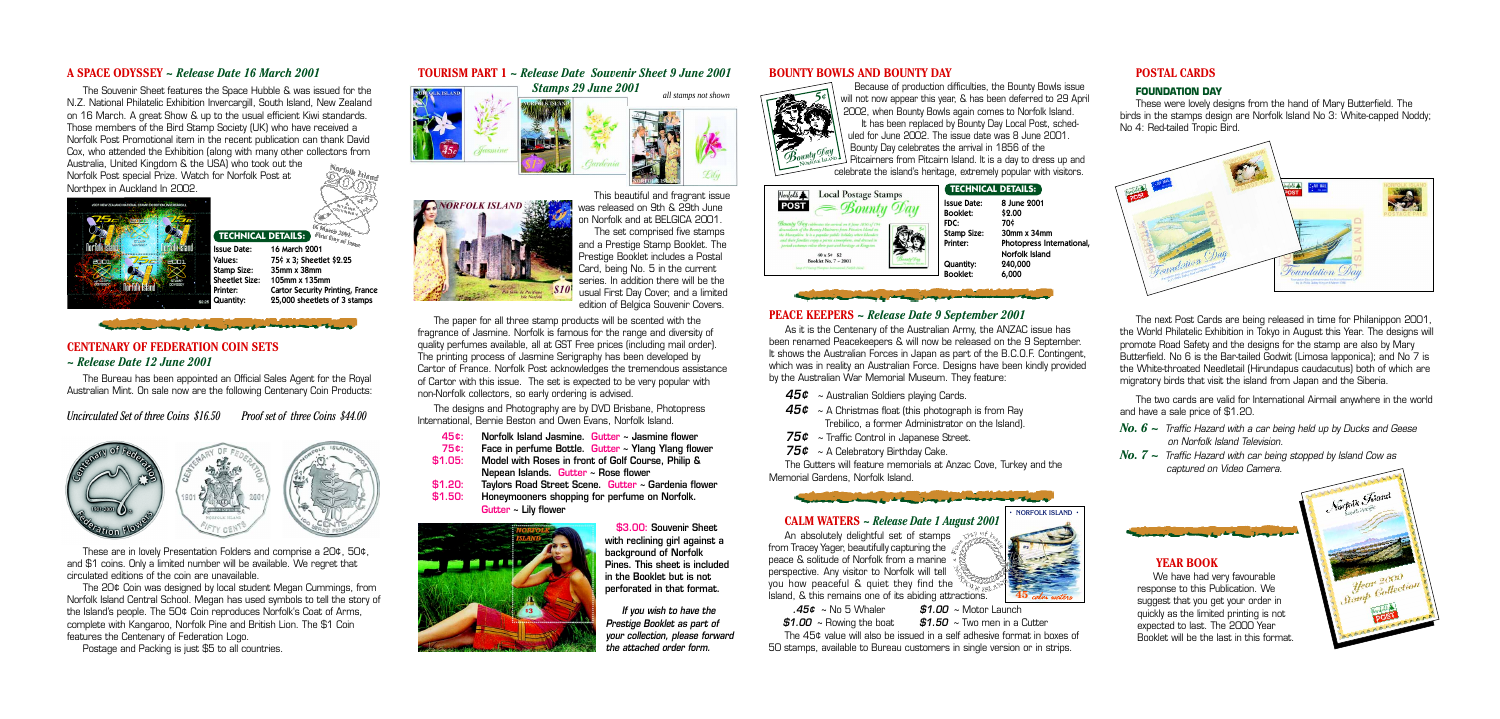## A SPACE ODYSSEY ~ *Release Date 16 March 2001*

The Souvenir Sheet features the Space Hubble & was issued for the N.Z. National Philatelic Exhibition Invercargill, South Island, New Zealand on 16 March. A great Show & up to the usual efficient Kiwi standards. Those members of the Bird Stamp Society (UK) who have received a Norfolk Post promotional item in the recent publication can thank David Cox, who attended the Exhibition (along with many other collectors from Australia, United Kingdom & the USA) who took out the Norfolk Post special Prize. Watch for Norfolk Post at Northpex in Auckland In 2002.

**TECHNICAL DETAILS:**

| | |
|---|---|
| Issue Date: | 16 March 2001 |
| Values: | 75¢ x 3; Sheetlet $2.25 |
| Stamp Size: | 35mm x 38mm |
| Sheetlet Size: | 105mm x 135mm |
| Printer: | Cartor Security Printing, France |
| Quantity: | 25,000 sheetlets of 3 stamps |

## CENTENARY OF FEDERATION COIN SETS
## ~ *Release Date 12 June 2001*

The Bureau has been appointed an Official Sales Agent for the Royal Australian Mint. On sale now are the following Centenary Coin Products:

*Uncirculated Set of three Coins $16.50* *Proof set of three Coins $44.00*

These are in lovely Presentation Folders and comprise a 20¢, 50¢, and $1 coins. Only a limited number will be available. We regret that circulated editions of the coin are unavailable.

The 20¢ Coin was designed by local student Megan Cummings, from Norfolk Island Central School. Megan has used symbols to tell the story of the Island's people. The 50¢ Coin reproduces Norfolk's Coat of Arms, complete with Kangaroo, Norfolk Pine and British Lion. The $1 Coin features the Centenary of Federation Logo.

Postage and Packing is just $5 to all countries.

## TOURISM PART 1 ~ *Release Date Souvenir Sheet 9 June 2001*
## *Stamps 29 June 2001*

*all stamps not shown*

This beautiful and fragrant issue was released on 9th & 29th June on Norfolk and at BELGICA 2001.

The set comprised five stamps and a Prestige Stamp Booklet. The Prestige Booklet includes a Postal Card, being No. 5 in the current series. In addition there will be the usual First Day Cover, and a limited edition of Belgica Souvenir Covers.

The paper for all three stamp products will be scented with the fragrance of Jasmine. Norfolk is famous for the range and diversity of quality perfumes available, all at GST Free prices (including mail order). The printing process of Jasmine Serigraphy has been developed by Cartor of France. Norfolk Post acknowledges the tremendous assistance of Cartor with this issue. The set is expected to be very popular with non-Norfolk collectors, so early ordering is advised.

The designs and Photography are by DVD Brisbane, Photopress International, Bernie Beston and Owen Evans, Norfolk Island.

- **45¢:** Norfolk Island Jasmine. Gutter ~ Jasmine flower
- **75¢:** Face in perfume Bottle. Gutter ~ Ylang Ylang flower
- **$1.05:** Model with Roses in front of Golf Course, Philip & Nepean Islands. Gutter ~ Rose flower
- **$1.20:** Taylors Road Street Scene. Gutter ~ Gardenia flower
- **$1.50:** Honeymooners shopping for perfume on Norfolk. Gutter ~ Lily flower

**$3.00:** Souvenir Sheet with reclining girl against a background of Norfolk Pines. This sheet is included in the Booklet but is not perforated in that format.

*If you wish to have the Prestige Booklet as part of your collection, please forward the attached order form.*

## BOUNTY BOWLS AND BOUNTY DAY

Because of production difficulties, the Bounty Bowls issue will not now appear this year, & has been deferred to 29 April 2002, when Bounty Bowls again comes to Norfolk Island.

It has been replaced by Bounty Day Local Post, scheduled for June 2002. The issue date was 8 June 2001. Bounty Day celebrates the arrival in 1856 of the Pitcairners from Pitcairn Island. It is a day to dress up and celebrate the island's heritage, extremely popular with visitors.

**TECHNICAL DETAILS:**

| | |
|---|---|
| Issue Date: | 8 June 2001 |
| Booklet: | $2.00 |
| FDC: | 70¢ |
| Stamp Size: | 30mm x 34mm |
| Printer: | Photopress International, Norfolk Island |
| Quantity: | 240,000 |
| Booklet: | 6,000 |

## PEACE KEEPERS ~ *Release Date 9 September 2001*

As it is the Centenary of the Australian Army, the ANZAC issue has been renamed Peacekeepers & will now be released on the 9 September. It shows the Australian Forces in Japan as part of the B.C.O.F. Contingent, which was in reality an Australian Force. Designs have been kindly provided by the Australian War Memorial Museum. They feature:

- ***45¢*** ~ Australian Soldiers playing Cards.
- ***45¢*** ~ A Christmas float (this photograph is from Ray Trebilco, a former Administrator on the Island).
- ***75¢*** ~ Traffic Control in Japanese Street.
- ***75¢*** ~ A Celebratory Birthday Cake.

The Gutters will feature memorials at Anzac Cove, Turkey and the Memorial Gardens, Norfolk Island.

## CALM WATERS ~ *Release Date 1 August 2001*

An absolutely delightful set of stamps from Tracey Yager, beautifully capturing the peace & solitude of Norfolk from a marine perspective. Any visitor to Norfolk will tell you how peaceful & quiet they find the Island, & this remains one of its abiding attractions.

- ***.45¢*** ~ No 5 Whaler
- ***$1.00*** ~ Motor Launch
- ***$1.00*** ~ Rowing the boat
- ***$1.50*** ~ Two men in a Cutter

The 45¢ value will also be issued in a self adhesive format in boxes of 50 stamps, available to Bureau customers in single version or in strips.

## POSTAL CARDS

### FOUNDATION DAY

These were lovely designs from the hand of Mary Butterfield. The birds in the stamps design are Norfolk Island No 3: White-capped Noddy; No 4: Red-tailed Tropic Bird.

The next Post Cards are being released in time for Philanippon 2001, the World Philatelic Exhibition in Tokyo in August this Year. The designs will promote Road Safety and the designs for the stamp are also by Mary Butterfield. No 6 is the Bar-tailed Godwit (Limosa lapponica); and No 7 is the White-throated Needletail (Hirundapus caudacutus) both of which are migratory birds that visit the island from Japan and the Siberia.

The two cards are valid for International Airmail anywhere in the world and have a sale price of $1.20.

- ***No. 6 ~*** *Traffic Hazard with a car being held up by Ducks and Geese on Norfolk Island Television.*
- ***No. 7 ~*** *Traffic Hazard with car being stopped by Island Cow as captured on Video Camera.*

## YEAR BOOK

We have had very favourable response to this Publication. We suggest that you get your order in quickly as the limited printing is not expected to last. The 2000 Year Booklet will be the last in this format.